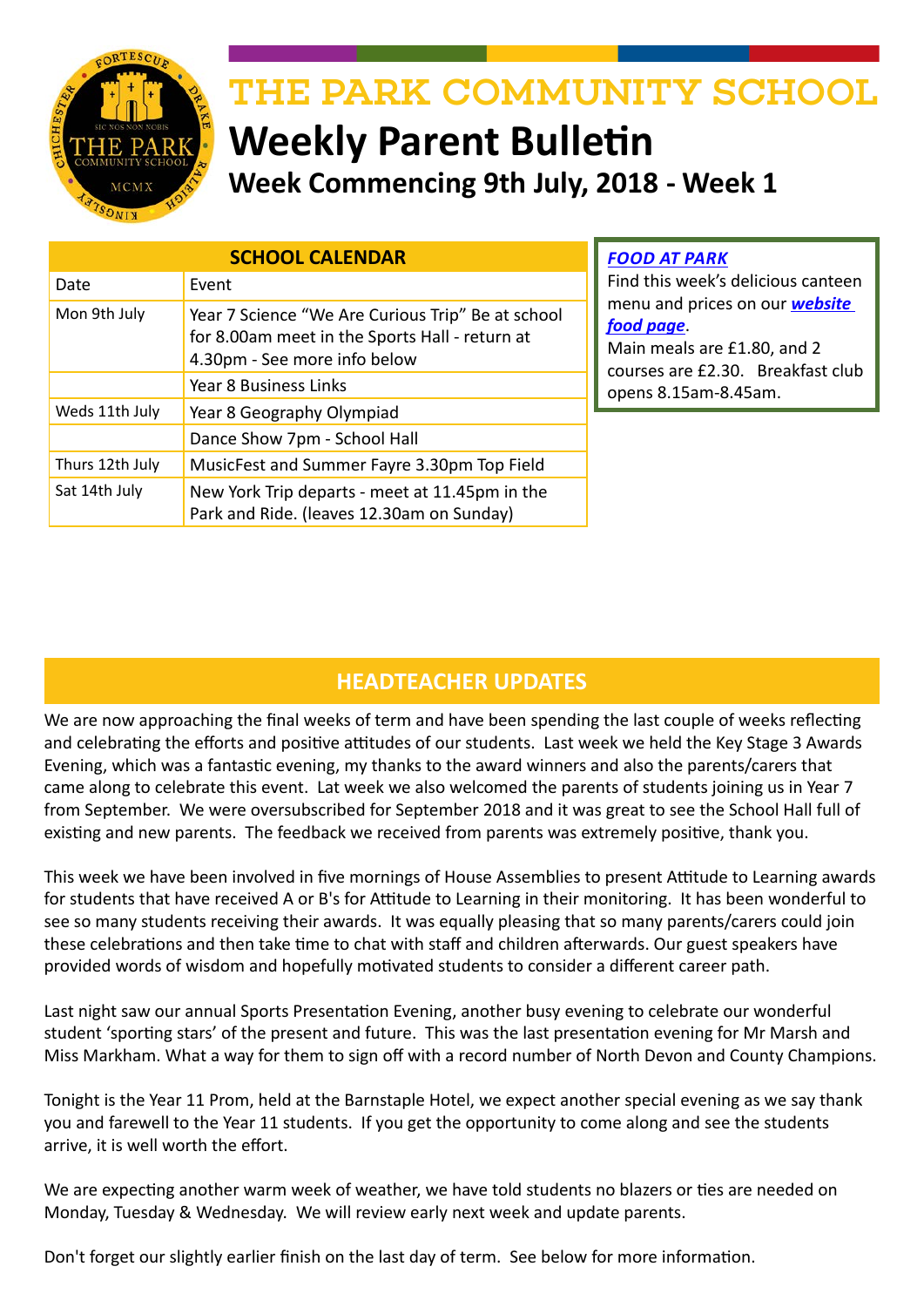# THE PARK COMMUNITY SCHOOL

# Weekly Parent Bulletin

## Week Commencing 9th July, 2018 - Week 1

| SCHOOL CALENDAR | |
|---|---|
| Date | Event |
| Mon 9th July | Year 7 Science "We Are Curious Trip" Be at school for 8.00am meet in the Sports Hall - return at 4.30pm - See more info below |
| | Year 8 Business Links |
| Weds 11th July | Year 8 Geography Olympiad |
| | Dance Show 7pm - School Hall |
| Thurs 12th July | MusicFest and Summer Fayre 3.30pm Top Field |
| Sat 14th July | New York Trip departs - meet at 11.45pm in the Park and Ride. (leaves 12.30am on Sunday) |

***FOOD AT PARK***

Find this week's delicious canteen menu and prices on our ***website food page***.

Main meals are £1.80, and 2 courses are £2.30. Breakfast club opens 8.15am-8.45am.

## HEADTEACHER UPDATES

We are now approaching the final weeks of term and have been spending the last couple of weeks reflecting and celebrating the efforts and positive attitudes of our students. Last week we held the Key Stage 3 Awards Evening, which was a fantastic evening, my thanks to the award winners and also the parents/carers that came along to celebrate this event. Lat week we also welcomed the parents of students joining us in Year 7 from September. We were oversubscribed for September 2018 and it was great to see the School Hall full of existing and new parents. The feedback we received from parents was extremely positive, thank you.

This week we have been involved in five mornings of House Assemblies to present Attitude to Learning awards for students that have received A or B's for Attitude to Learning in their monitoring. It has been wonderful to see so many students receiving their awards. It was equally pleasing that so many parents/carers could join these celebrations and then take time to chat with staff and children afterwards. Our guest speakers have provided words of wisdom and hopefully motivated students to consider a different career path.

Last night saw our annual Sports Presentation Evening, another busy evening to celebrate our wonderful student 'sporting stars' of the present and future. This was the last presentation evening for Mr Marsh and Miss Markham. What a way for them to sign off with a record number of North Devon and County Champions.

Tonight is the Year 11 Prom, held at the Barnstaple Hotel, we expect another special evening as we say thank you and farewell to the Year 11 students. If you get the opportunity to come along and see the students arrive, it is well worth the effort.

We are expecting another warm week of weather, we have told students no blazers or ties are needed on Monday, Tuesday & Wednesday. We will review early next week and update parents.

Don't forget our slightly earlier finish on the last day of term. See below for more information.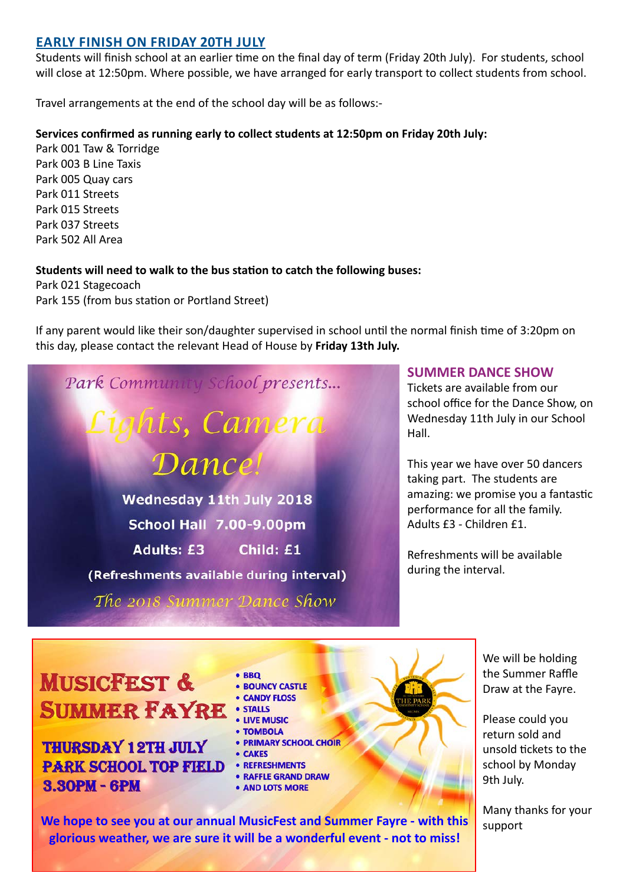## EARLY FINISH ON FRIDAY 20TH JULY

Students will finish school at an earlier time on the final day of term (Friday 20th July). For students, school will close at 12:50pm. Where possible, we have arranged for early transport to collect students from school.

Travel arrangements at the end of the school day will be as follows:-

**Services confirmed as running early to collect students at 12:50pm on Friday 20th July:**

Park 001 Taw & Torridge
Park 003 B Line Taxis
Park 005 Quay cars
Park 011 Streets
Park 015 Streets
Park 037 Streets
Park 502 All Area

**Students will need to walk to the bus station to catch the following buses:**

Park 021 Stagecoach
Park 155 (from bus station or Portland Street)

If any parent would like their son/daughter supervised in school until the normal finish time of 3:20pm on this day, please contact the relevant Head of House by **Friday 13th July.**

*Park Community School presents...*

*Lights, Camera Dance!*

**Wednesday 11th July 2018**
**School Hall 7.00-9.00pm**
**Adults: £3 Child: £1**
**(Refreshments available during interval)**

*The 2018 Summer Dance Show*

## SUMMER DANCE SHOW

Tickets are available from our school office for the Dance Show, on Wednesday 11th July in our School Hall.

This year we have over 50 dancers taking part. The students are amazing: we promise you a fantastic performance for all the family. Adults £3 - Children £1.

Refreshments will be available during the interval.

## MUSICFEST & SUMMER FAYRE

**THURSDAY 12TH JULY**
**PARK SCHOOL TOP FIELD**
**3.30PM - 6PM**

- BBQ
- BOUNCY CASTLE
- CANDY FLOSS
- STALLS
- LIVE MUSIC
- TOMBOLA
- PRIMARY SCHOOL CHOIR
- CAKES
- REFRESHMENTS
- RAFFLE GRAND DRAW
- AND LOTS MORE

**We hope to see you at our annual MusicFest and Summer Fayre - with this glorious weather, we are sure it will be a wonderful event - not to miss!**

We will be holding the Summer Raffle Draw at the Fayre.

Please could you return sold and unsold tickets to the school by Monday 9th July.

Many thanks for your support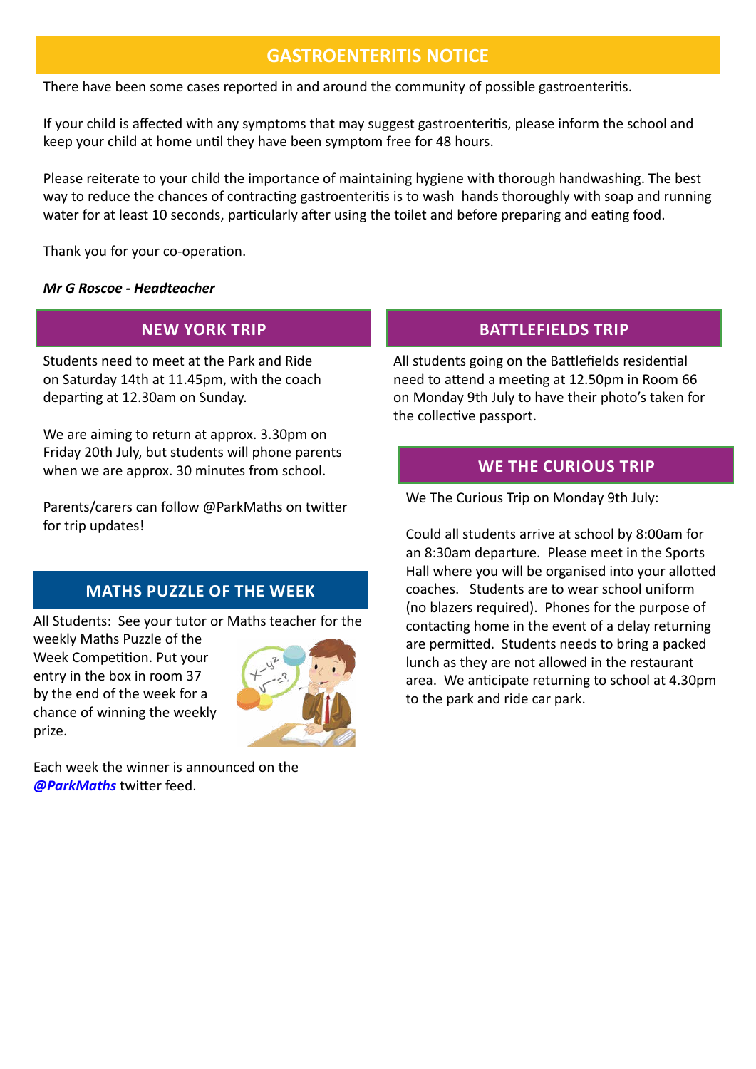## GASTROENTERITIS NOTICE

There have been some cases reported in and around the community of possible gastroenteritis.

If your child is affected with any symptoms that may suggest gastroenteritis, please inform the school and keep your child at home until they have been symptom free for 48 hours.

Please reiterate to your child the importance of maintaining hygiene with thorough handwashing. The best way to reduce the chances of contracting gastroenteritis is to wash hands thoroughly with soap and running water for at least 10 seconds, particularly after using the toilet and before preparing and eating food.

Thank you for your co-operation.

***Mr G Roscoe - Headteacher***

## NEW YORK TRIP

Students need to meet at the Park and Ride on Saturday 14th at 11.45pm, with the coach departing at 12.30am on Sunday.

We are aiming to return at approx. 3.30pm on Friday 20th July, but students will phone parents when we are approx. 30 minutes from school.

Parents/carers can follow @ParkMaths on twitter for trip updates!

## MATHS PUZZLE OF THE WEEK

All Students: See your tutor or Maths teacher for the weekly Maths Puzzle of the Week Competition. Put your entry in the box in room 37 by the end of the week for a chance of winning the weekly prize.

Each week the winner is announced on the ***@ParkMaths*** twitter feed.

## BATTLEFIELDS TRIP

All students going on the Battlefields residential need to attend a meeting at 12.50pm in Room 66 on Monday 9th July to have their photo's taken for the collective passport.

## WE THE CURIOUS TRIP

We The Curious Trip on Monday 9th July:

Could all students arrive at school by 8:00am for an 8:30am departure. Please meet in the Sports Hall where you will be organised into your allotted coaches. Students are to wear school uniform (no blazers required). Phones for the purpose of contacting home in the event of a delay returning are permitted. Students needs to bring a packed lunch as they are not allowed in the restaurant area. We anticipate returning to school at 4.30pm to the park and ride car park.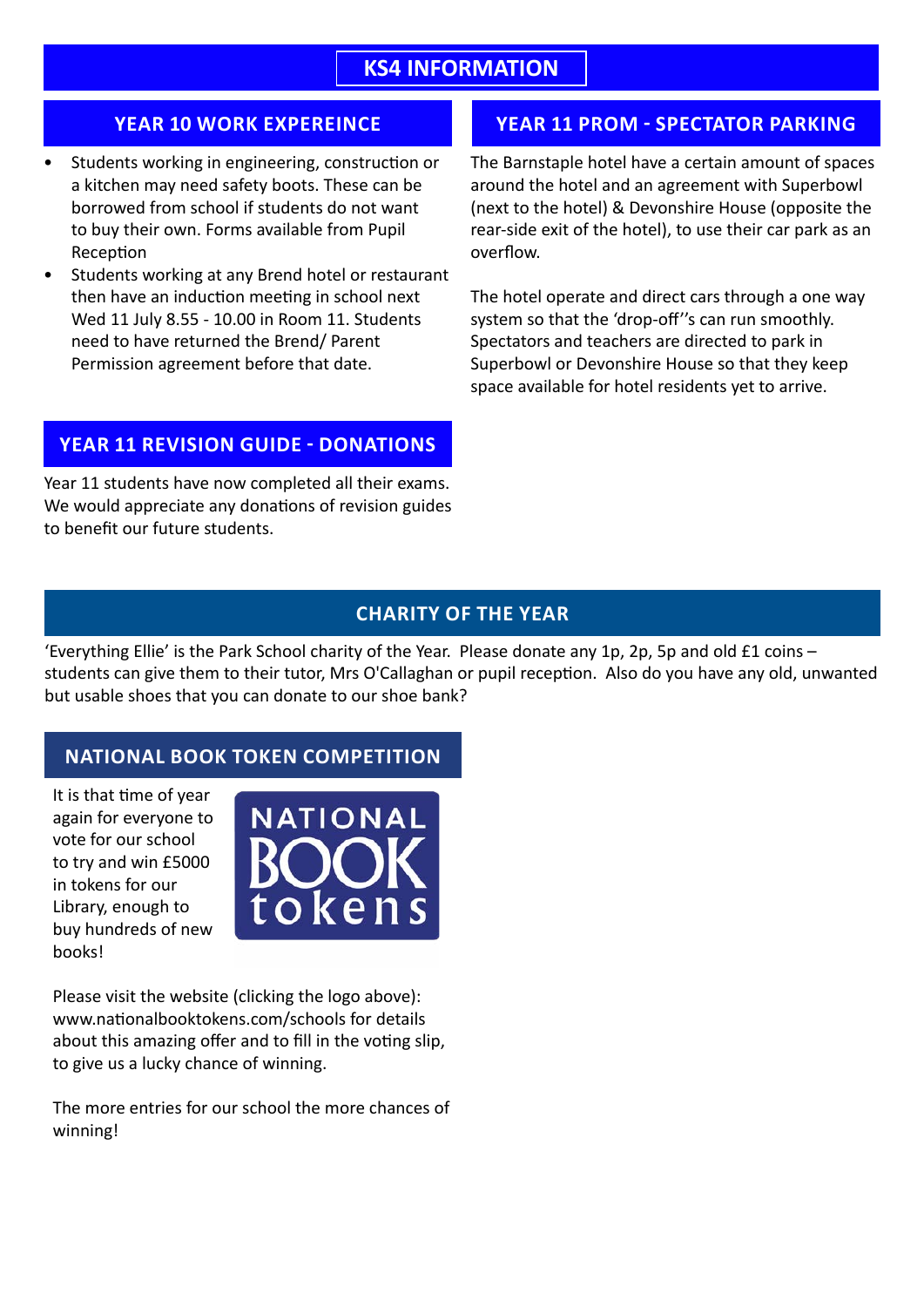# KS4 INFORMATION

## YEAR 10 WORK EXPEREINCE

- Students working in engineering, construction or a kitchen may need safety boots. These can be borrowed from school if students do not want to buy their own. Forms available from Pupil Reception
- Students working at any Brend hotel or restaurant then have an induction meeting in school next Wed 11 July 8.55 - 10.00 in Room 11. Students need to have returned the Brend/ Parent Permission agreement before that date.

## YEAR 11 PROM - SPECTATOR PARKING

The Barnstaple hotel have a certain amount of spaces around the hotel and an agreement with Superbowl (next to the hotel) & Devonshire House (opposite the rear-side exit of the hotel), to use their car park as an overflow.

The hotel operate and direct cars through a one way system so that the 'drop-off''s can run smoothly. Spectators and teachers are directed to park in Superbowl or Devonshire House so that they keep space available for hotel residents yet to arrive.

## YEAR 11 REVISION GUIDE - DONATIONS

Year 11 students have now completed all their exams. We would appreciate any donations of revision guides to benefit our future students.

## CHARITY OF THE YEAR

'Everything Ellie' is the Park School charity of the Year. Please donate any 1p, 2p, 5p and old £1 coins – students can give them to their tutor, Mrs O'Callaghan or pupil reception. Also do you have any old, unwanted but usable shoes that you can donate to our shoe bank?

## NATIONAL BOOK TOKEN COMPETITION

It is that time of year again for everyone to vote for our school to try and win £5000 in tokens for our Library, enough to buy hundreds of new books!

NATIONAL BOOK tokens

Please visit the website (clicking the logo above): www.nationalbooktokens.com/schools for details about this amazing offer and to fill in the voting slip, to give us a lucky chance of winning.

The more entries for our school the more chances of winning!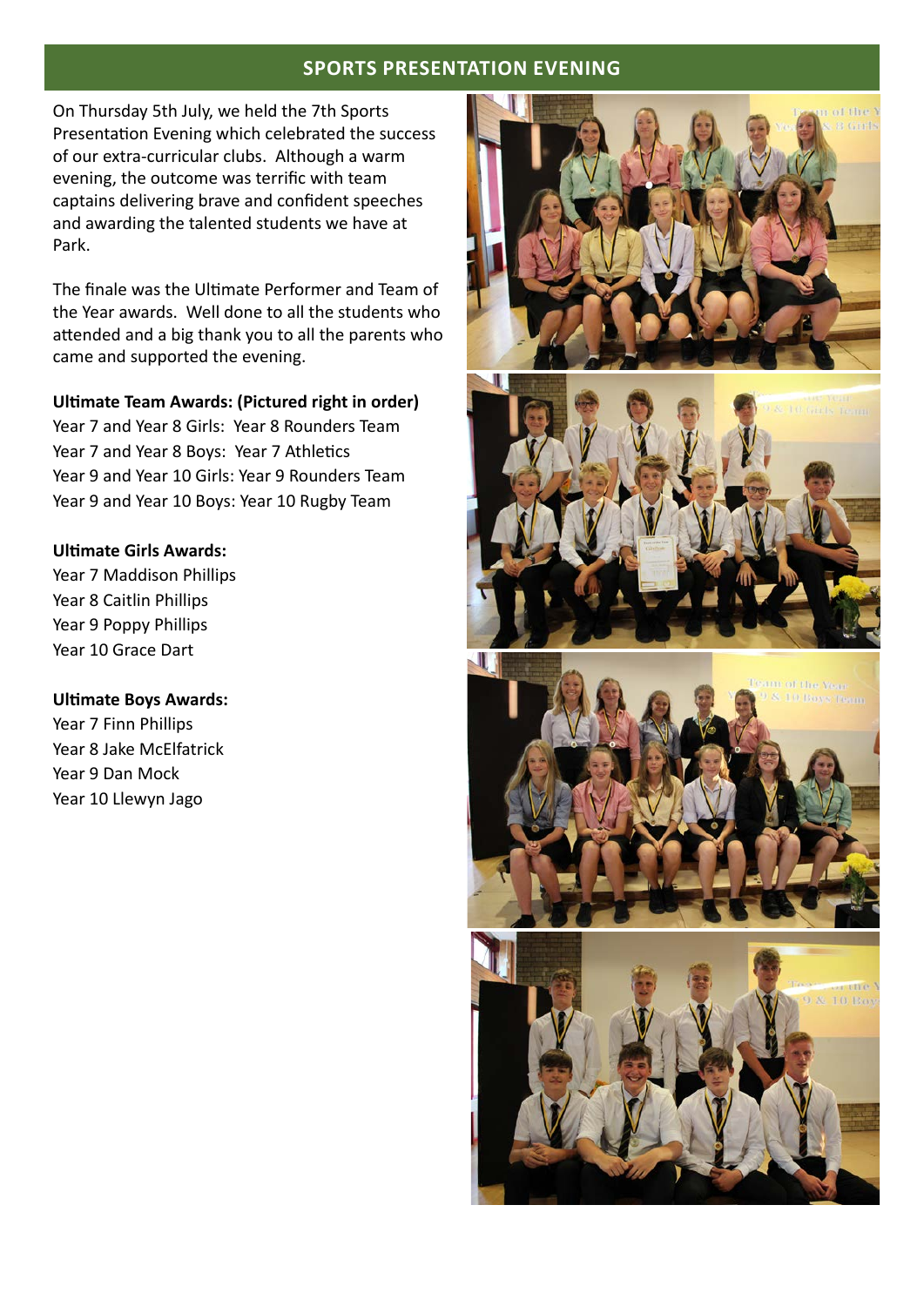## SPORTS PRESENTATION EVENING

On Thursday 5th July, we held the 7th Sports Presentation Evening which celebrated the success of our extra-curricular clubs. Although a warm evening, the outcome was terrific with team captains delivering brave and confident speeches and awarding the talented students we have at Park.

The finale was the Ultimate Performer and Team of the Year awards. Well done to all the students who attended and a big thank you to all the parents who came and supported the evening.

**Ultimate Team Awards: (Pictured right in order)**

Year 7 and Year 8 Girls: Year 8 Rounders Team
Year 7 and Year 8 Boys: Year 7 Athletics
Year 9 and Year 10 Girls: Year 9 Rounders Team
Year 9 and Year 10 Boys: Year 10 Rugby Team

**Ultimate Girls Awards:**

Year 7 Maddison Phillips
Year 8 Caitlin Phillips
Year 9 Poppy Phillips
Year 10 Grace Dart

**Ultimate Boys Awards:**

Year 7 Finn Phillips
Year 8 Jake McElfatrick
Year 9 Dan Mock
Year 10 Llewyn Jago